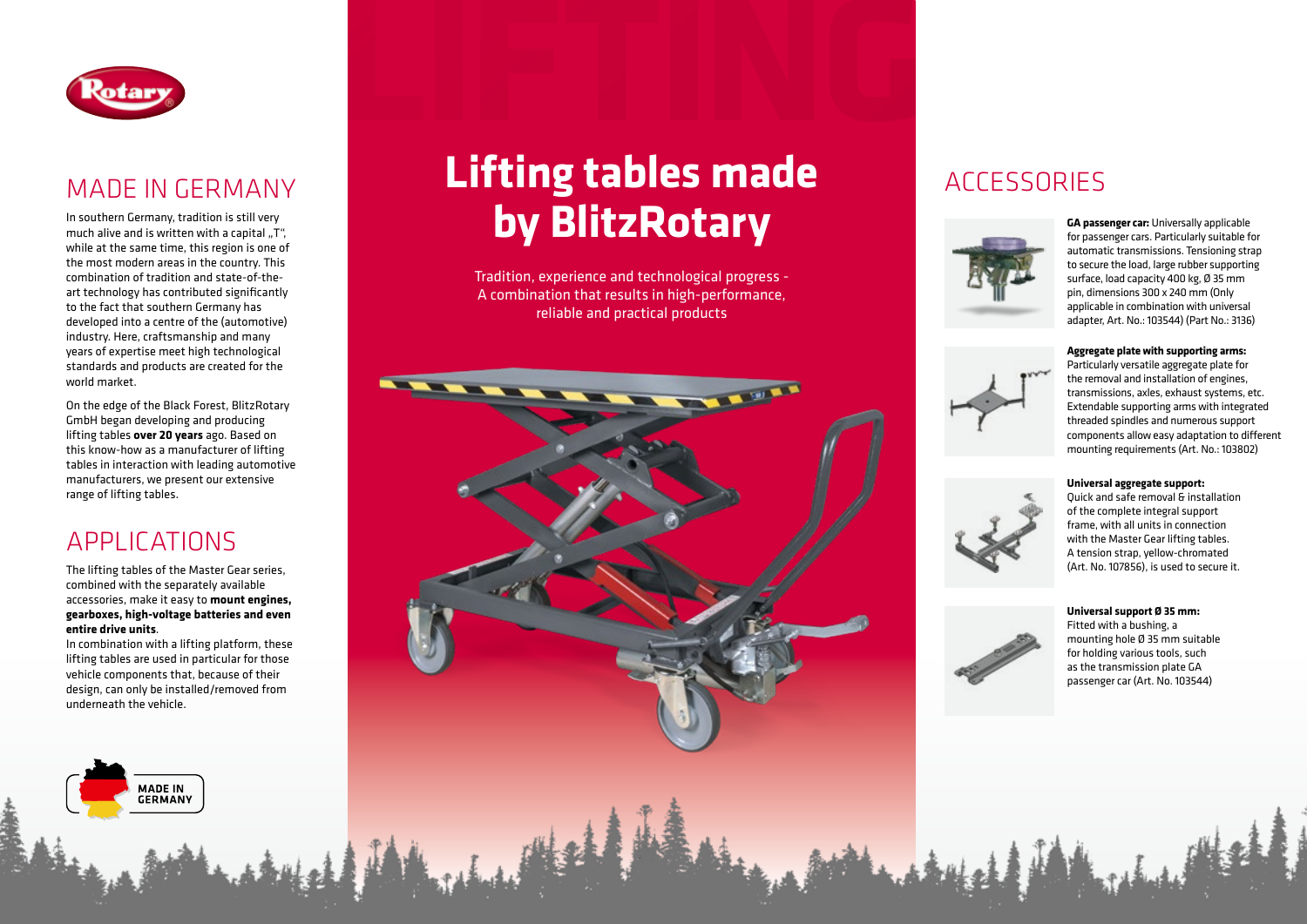# MADE IN GERMANY

In southern Germany, tradition is still very much alive and is written with a capital „T", while at the same time, this region is one of the most modern areas in the country. This combination of tradition and state-of-the-art technology has contributed significantly to the fact that southern Germany has developed into a centre of the (automotive) industry. Here, craftsmanship and many years of expertise meet high technological standards and products are created for the world market.

On the edge of the Black Forest, BlitzRotary GmbH began developing and producing lifting tables **over 20 years** ago. Based on this know-how as a manufacturer of lifting tables in interaction with leading automotive manufacturers, we present our extensive range of lifting tables.

# APPLICATIONS

The lifting tables of the Master Gear series, combined with the separately available accessories, make it easy to **mount engines, gearboxes, high-voltage batteries and even entire drive units**.
In combination with a lifting platform, these lifting tables are used in particular for those vehicle components that, because of their design, can only be installed/removed from underneath the vehicle.

MADE IN GERMANY

# Lifting tables made by BlitzRotary

Tradition, experience and technological progress - A combination that results in high-performance, reliable and practical products

# ACCESSORIES

**GA passenger car:** Universally applicable for passenger cars. Particularly suitable for automatic transmissions. Tensioning strap to secure the load, large rubber supporting surface, load capacity 400 kg, Ø 35 mm pin, dimensions 300 x 240 mm (Only applicable in combination with universal adapter, Art. No.: 103544) (Part No.: 3136)

**Aggregate plate with supporting arms:** Particularly versatile aggregate plate for the removal and installation of engines, transmissions, axles, exhaust systems, etc. Extendable supporting arms with integrated threaded spindles and numerous support components allow easy adaptation to different mounting requirements (Art. No.: 103802)

**Universal aggregate support:** Quick and safe removal & installation of the complete integral support frame, with all units in connection with the Master Gear lifting tables. A tension strap, yellow-chromated (Art. No. 107856), is used to secure it.

**Universal support Ø 35 mm:** Fitted with a bushing, a mounting hole Ø 35 mm suitable for holding various tools, such as the transmission plate GA passenger car (Art. No. 103544)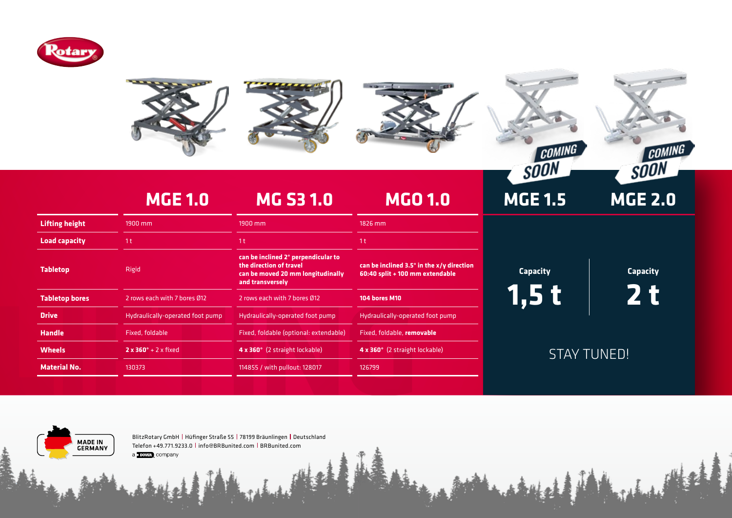| | MGE 1.0 | MG S3 1.0 | MGO 1.0 |
|---|---|---|---|
| **Lifting height** | 1900 mm | 1900 mm | 1826 mm |
| **Load capacity** | 1 t | 1 t | 1 t |
| **Tabletop** | Rigid | **can be inclined 2° perpendicular to the direction of travel can be moved 20 mm longitudinally and transversely** | **can be inclined 3.5° in the x/y direction 60:40 split + 100 mm extendable** |
| **Tabletop bores** | 2 rows each with 7 bores Ø12 | 2 rows each with 7 bores Ø12 | **104 bores M10** |
| **Drive** | Hydraulically-operated foot pump | Hydraulically-operated foot pump | Hydraulically-operated foot pump |
| **Handle** | Fixed, foldable | Fixed, foldable (optional: extendable) | Fixed, foldable, **removable** |
| **Wheels** | **2 x 360°** + 2 x fixed | **4 x 360°** (2 straight lockable) | **4 x 360°** (2 straight lockable) |
| **Material No.** | 130373 | 114855 / with pullout: 128017 | 126799 |

COMING SOON

## MGE 1.5

Capacity

**1,5 t**

COMING SOON

## MGE 2.0

Capacity

**2 t**

STAY TUNED!

MADE IN GERMANY

BlitzRotary GmbH | Hüfinger Straße 55 | 78199 Bräunlingen | Deutschland
Telefon +49.771.9233.0 | info@BRBunited.com | BRBunited.com
a DOVER company